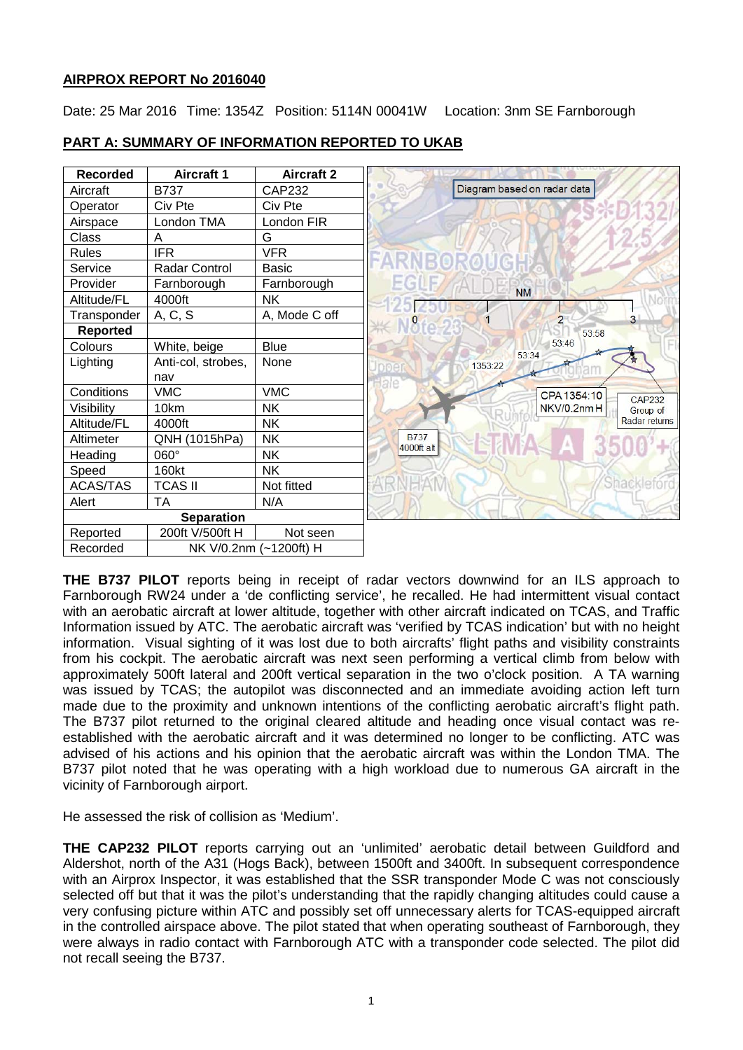## AIRPROX REPORT No 2016040

Date: 25 Mar 2016 Time: 1354Z Position: 5114N 00041W Location: 3nm SE Farnborough

## PART A: SUMMARY OF INFORMATION REPORTED TO UKAB

| Recorded | Aircraft 1 | Aircraft 2 |
|---|---|---|
| Aircraft | B737 | CAP232 |
| Operator | Civ Pte | Civ Pte |
| Airspace | London TMA | London FIR |
| Class | A | G |
| Rules | IFR | VFR |
| Service | Radar Control | Basic |
| Provider | Farnborough | Farnborough |
| Altitude/FL | 4000ft | NK |
| Transponder | A, C, S | A, Mode C off |
| **Reported** | | |
| Colours | White, beige | Blue |
| Lighting | Anti-col, strobes, nav | None |
| Conditions | VMC | VMC |
| Visibility | 10km | NK |
| Altitude/FL | 4000ft | NK |
| Altimeter | QNH (1015hPa) | NK |
| Heading | 060° | NK |
| Speed | 160kt | NK |
| ACAS/TAS | TCAS II | Not fitted |
| Alert | TA | N/A |
| **Separation** | | |
| Reported | 200ft V/500ft H | Not seen |
| Recorded | NK V/0.2nm (~1200ft) H | |

Diagram based on radar data

CPA 1354:10 NKV/0.2nm H

B737 4000ft alt

CAP232 Group of Radar returns

1353:22

53:34

53:46

53:58

**THE B737 PILOT** reports being in receipt of radar vectors downwind for an ILS approach to Farnborough RW24 under a 'de conflicting service', he recalled. He had intermittent visual contact with an aerobatic aircraft at lower altitude, together with other aircraft indicated on TCAS, and Traffic Information issued by ATC. The aerobatic aircraft was 'verified by TCAS indication' but with no height information. Visual sighting of it was lost due to both aircrafts' flight paths and visibility constraints from his cockpit. The aerobatic aircraft was next seen performing a vertical climb from below with approximately 500ft lateral and 200ft vertical separation in the two o'clock position. A TA warning was issued by TCAS; the autopilot was disconnected and an immediate avoiding action left turn made due to the proximity and unknown intentions of the conflicting aerobatic aircraft's flight path. The B737 pilot returned to the original cleared altitude and heading once visual contact was re-established with the aerobatic aircraft and it was determined no longer to be conflicting. ATC was advised of his actions and his opinion that the aerobatic aircraft was within the London TMA. The B737 pilot noted that he was operating with a high workload due to numerous GA aircraft in the vicinity of Farnborough airport.

He assessed the risk of collision as 'Medium'.

**THE CAP232 PILOT** reports carrying out an 'unlimited' aerobatic detail between Guildford and Aldershot, north of the A31 (Hogs Back), between 1500ft and 3400ft. In subsequent correspondence with an Airprox Inspector, it was established that the SSR transponder Mode C was not consciously selected off but that it was the pilot's understanding that the rapidly changing altitudes could cause a very confusing picture within ATC and possibly set off unnecessary alerts for TCAS-equipped aircraft in the controlled airspace above. The pilot stated that when operating southeast of Farnborough, they were always in radio contact with Farnborough ATC with a transponder code selected. The pilot did not recall seeing the B737.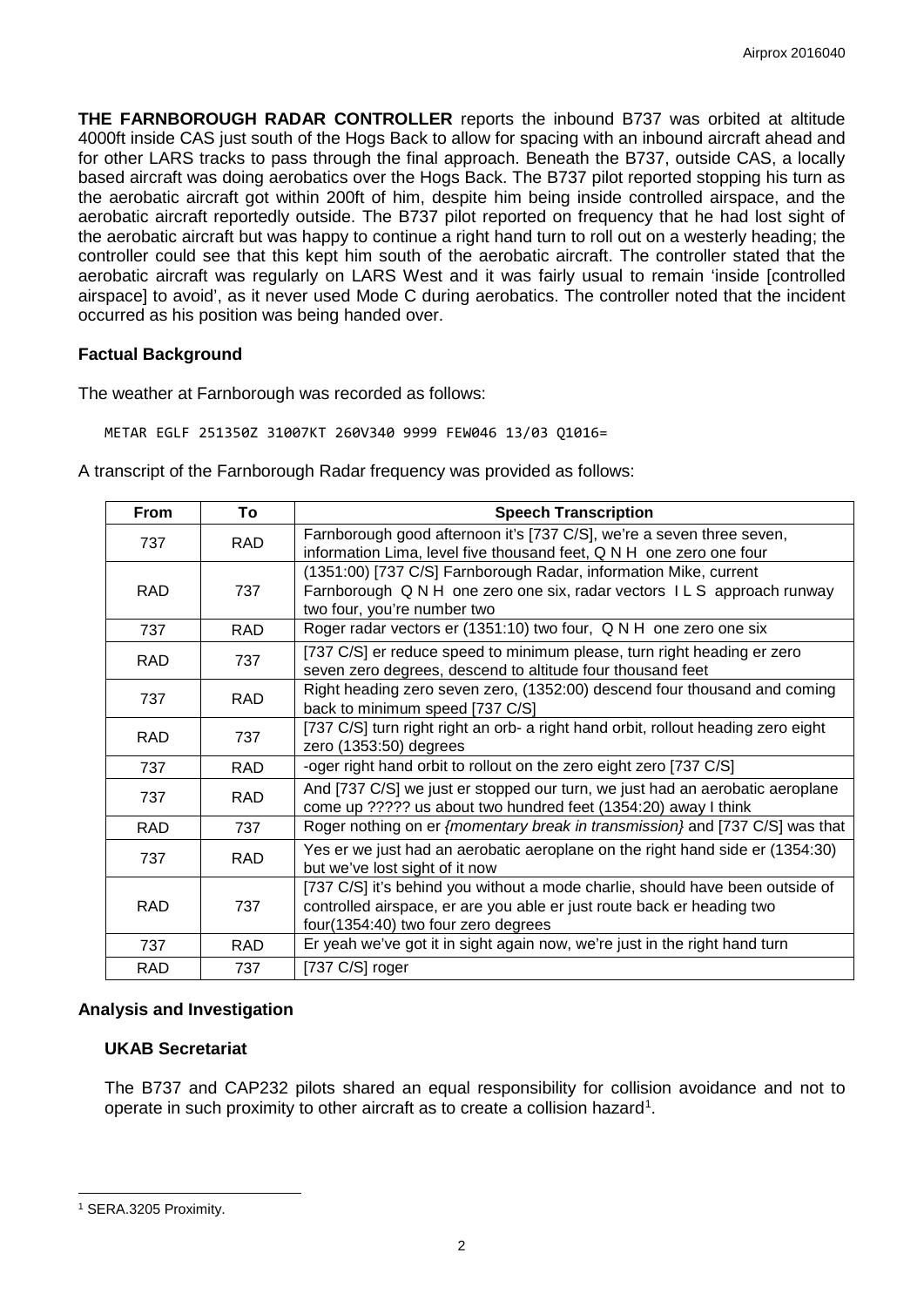**THE FARNBOROUGH RADAR CONTROLLER** reports the inbound B737 was orbited at altitude 4000ft inside CAS just south of the Hogs Back to allow for spacing with an inbound aircraft ahead and for other LARS tracks to pass through the final approach. Beneath the B737, outside CAS, a locally based aircraft was doing aerobatics over the Hogs Back. The B737 pilot reported stopping his turn as the aerobatic aircraft got within 200ft of him, despite him being inside controlled airspace, and the aerobatic aircraft reportedly outside. The B737 pilot reported on frequency that he had lost sight of the aerobatic aircraft but was happy to continue a right hand turn to roll out on a westerly heading; the controller could see that this kept him south of the aerobatic aircraft. The controller stated that the aerobatic aircraft was regularly on LARS West and it was fairly usual to remain 'inside [controlled airspace] to avoid', as it never used Mode C during aerobatics. The controller noted that the incident occurred as his position was being handed over.

## Factual Background

The weather at Farnborough was recorded as follows:

```
METAR EGLF 251350Z 31007KT 260V340 9999 FEW046 13/03 Q1016=
```

A transcript of the Farnborough Radar frequency was provided as follows:

| From | To | Speech Transcription |
|---|---|---|
| 737 | RAD | Farnborough good afternoon it's [737 C/S], we're a seven three seven, information Lima, level five thousand feet, Q N H one zero one four |
| RAD | 737 | (1351:00) [737 C/S] Farnborough Radar, information Mike, current Farnborough Q N H one zero one six, radar vectors I L S approach runway two four, you're number two |
| 737 | RAD | Roger radar vectors er (1351:10) two four, Q N H one zero one six |
| RAD | 737 | [737 C/S] er reduce speed to minimum please, turn right heading er zero seven zero degrees, descend to altitude four thousand feet |
| 737 | RAD | Right heading zero seven zero, (1352:00) descend four thousand and coming back to minimum speed [737 C/S] |
| RAD | 737 | [737 C/S] turn right right an orb- a right hand orbit, rollout heading zero eight zero (1353:50) degrees |
| 737 | RAD | -oger right hand orbit to rollout on the zero eight zero [737 C/S] |
| 737 | RAD | And [737 C/S] we just er stopped our turn, we just had an aerobatic aeroplane come up ????? us about two hundred feet (1354:20) away I think |
| RAD | 737 | Roger nothing on er *{momentary break in transmission}* and [737 C/S] was that |
| 737 | RAD | Yes er we just had an aerobatic aeroplane on the right hand side er (1354:30) but we've lost sight of it now |
| RAD | 737 | [737 C/S] it's behind you without a mode charlie, should have been outside of controlled airspace, er are you able er just route back er heading two four(1354:40) two four zero degrees |
| 737 | RAD | Er yeah we've got it in sight again now, we're just in the right hand turn |
| RAD | 737 | [737 C/S] roger |

## Analysis and Investigation

### UKAB Secretariat

The B737 and CAP232 pilots shared an equal responsibility for collision avoidance and not to operate in such proximity to other aircraft as to create a collision hazard[1].

[1] SERA.3205 Proximity.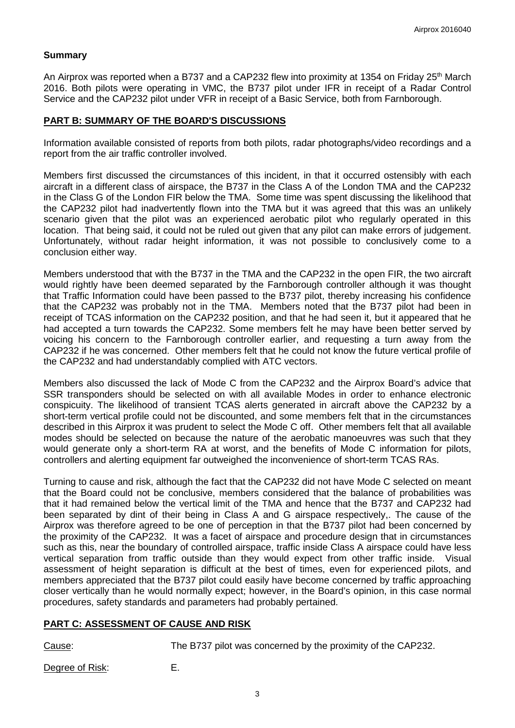## Summary

An Airprox was reported when a B737 and a CAP232 flew into proximity at 1354 on Friday 25th March 2016. Both pilots were operating in VMC, the B737 pilot under IFR in receipt of a Radar Control Service and the CAP232 pilot under VFR in receipt of a Basic Service, both from Farnborough.

## PART B: SUMMARY OF THE BOARD'S DISCUSSIONS

Information available consisted of reports from both pilots, radar photographs/video recordings and a report from the air traffic controller involved.

Members first discussed the circumstances of this incident, in that it occurred ostensibly with each aircraft in a different class of airspace, the B737 in the Class A of the London TMA and the CAP232 in the Class G of the London FIR below the TMA. Some time was spent discussing the likelihood that the CAP232 pilot had inadvertently flown into the TMA but it was agreed that this was an unlikely scenario given that the pilot was an experienced aerobatic pilot who regularly operated in this location. That being said, it could not be ruled out given that any pilot can make errors of judgement. Unfortunately, without radar height information, it was not possible to conclusively come to a conclusion either way.

Members understood that with the B737 in the TMA and the CAP232 in the open FIR, the two aircraft would rightly have been deemed separated by the Farnborough controller although it was thought that Traffic Information could have been passed to the B737 pilot, thereby increasing his confidence that the CAP232 was probably not in the TMA. Members noted that the B737 pilot had been in receipt of TCAS information on the CAP232 position, and that he had seen it, but it appeared that he had accepted a turn towards the CAP232. Some members felt he may have been better served by voicing his concern to the Farnborough controller earlier, and requesting a turn away from the CAP232 if he was concerned. Other members felt that he could not know the future vertical profile of the CAP232 and had understandably complied with ATC vectors.

Members also discussed the lack of Mode C from the CAP232 and the Airprox Board's advice that SSR transponders should be selected on with all available Modes in order to enhance electronic conspicuity. The likelihood of transient TCAS alerts generated in aircraft above the CAP232 by a short-term vertical profile could not be discounted, and some members felt that in the circumstances described in this Airprox it was prudent to select the Mode C off. Other members felt that all available modes should be selected on because the nature of the aerobatic manoeuvres was such that they would generate only a short-term RA at worst, and the benefits of Mode C information for pilots, controllers and alerting equipment far outweighed the inconvenience of short-term TCAS RAs.

Turning to cause and risk, although the fact that the CAP232 did not have Mode C selected on meant that the Board could not be conclusive, members considered that the balance of probabilities was that it had remained below the vertical limit of the TMA and hence that the B737 and CAP232 had been separated by dint of their being in Class A and G airspace respectively,. The cause of the Airprox was therefore agreed to be one of perception in that the B737 pilot had been concerned by the proximity of the CAP232. It was a facet of airspace and procedure design that in circumstances such as this, near the boundary of controlled airspace, traffic inside Class A airspace could have less vertical separation from traffic outside than they would expect from other traffic inside. Visual assessment of height separation is difficult at the best of times, even for experienced pilots, and members appreciated that the B737 pilot could easily have become concerned by traffic approaching closer vertically than he would normally expect; however, in the Board's opinion, in this case normal procedures, safety standards and parameters had probably pertained.

## PART C: ASSESSMENT OF CAUSE AND RISK

Cause: The B737 pilot was concerned by the proximity of the CAP232.

Degree of Risk: E.